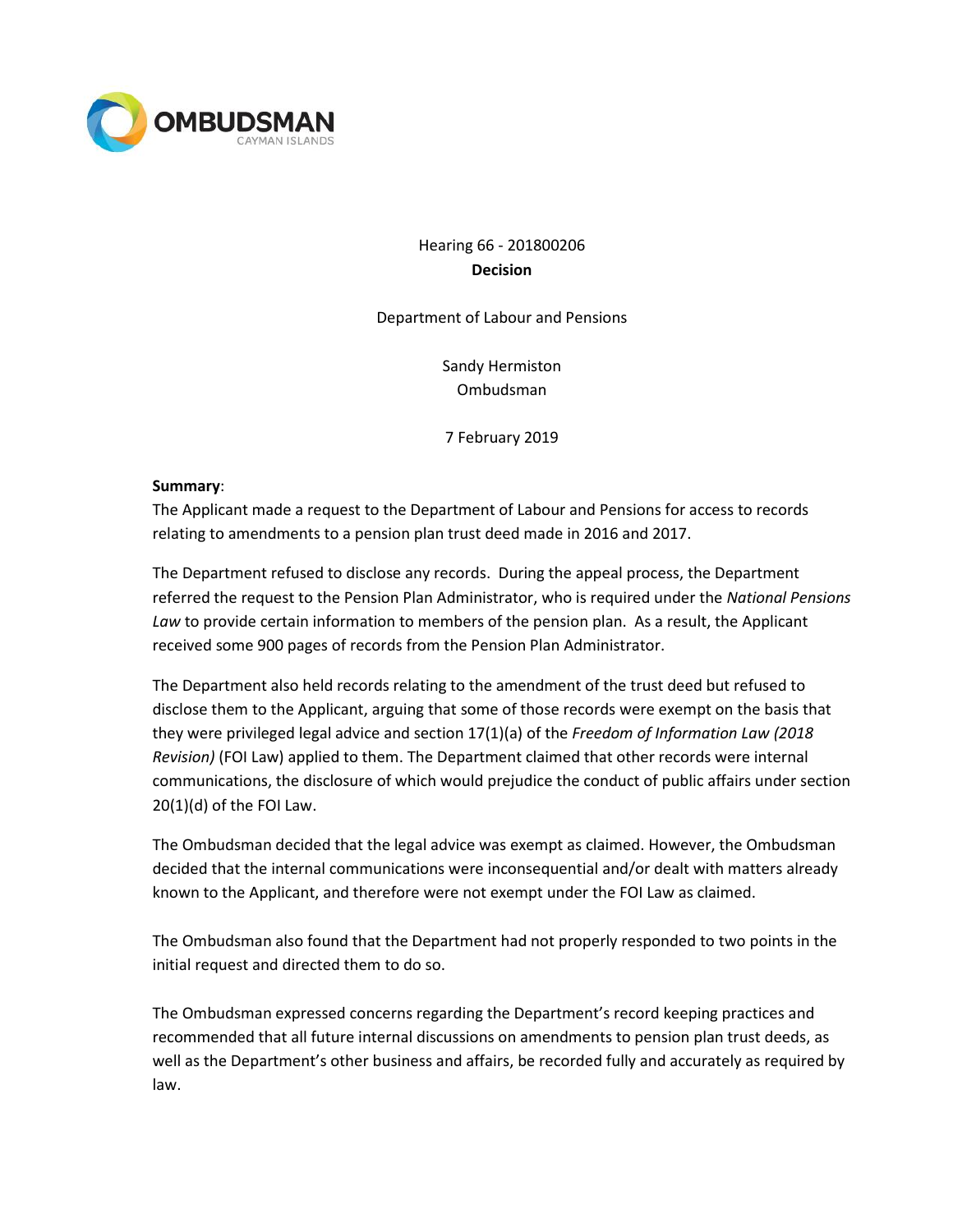OMBUDSMAN
CAYMAN ISLANDS

Hearing 66 - 201800206

**Decision**

Department of Labour and Pensions

Sandy Hermiston
Ombudsman

7 February 2019

**Summary**:

The Applicant made a request to the Department of Labour and Pensions for access to records relating to amendments to a pension plan trust deed made in 2016 and 2017.

The Department refused to disclose any records. During the appeal process, the Department referred the request to the Pension Plan Administrator, who is required under the *National Pensions Law* to provide certain information to members of the pension plan. As a result, the Applicant received some 900 pages of records from the Pension Plan Administrator.

The Department also held records relating to the amendment of the trust deed but refused to disclose them to the Applicant, arguing that some of those records were exempt on the basis that they were privileged legal advice and section 17(1)(a) of the *Freedom of Information Law (2018 Revision)* (FOI Law) applied to them. The Department claimed that other records were internal communications, the disclosure of which would prejudice the conduct of public affairs under section 20(1)(d) of the FOI Law.

The Ombudsman decided that the legal advice was exempt as claimed. However, the Ombudsman decided that the internal communications were inconsequential and/or dealt with matters already known to the Applicant, and therefore were not exempt under the FOI Law as claimed.

The Ombudsman also found that the Department had not properly responded to two points in the initial request and directed them to do so.

The Ombudsman expressed concerns regarding the Department's record keeping practices and recommended that all future internal discussions on amendments to pension plan trust deeds, as well as the Department's other business and affairs, be recorded fully and accurately as required by law.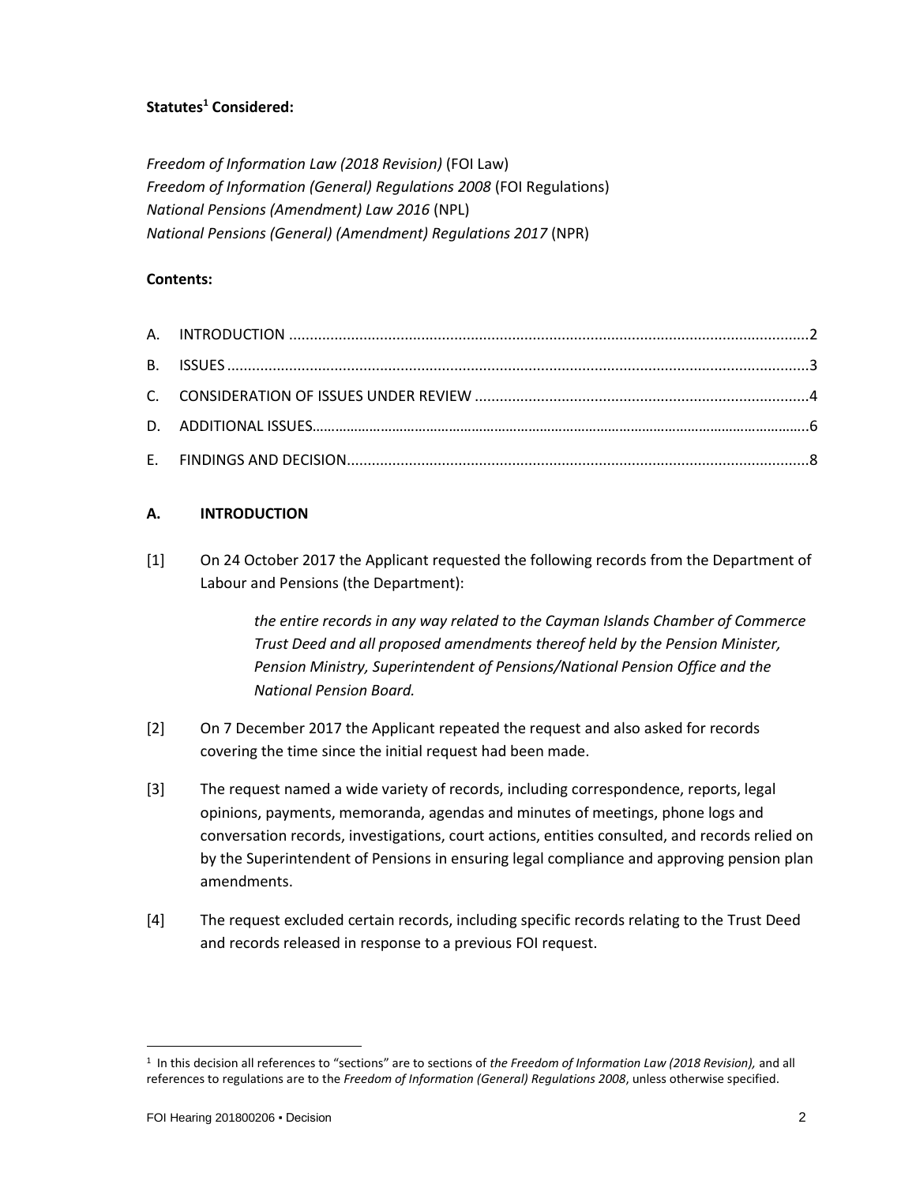**Statutes[1] Considered:**

*Freedom of Information Law (2018 Revision)* (FOI Law)
*Freedom of Information (General) Regulations 2008* (FOI Regulations)
*National Pensions (Amendment) Law 2016* (NPL)
*National Pensions (General) (Amendment) Regulations 2017* (NPR)

**Contents:**

A. INTRODUCTION ............................................................................................................................2
B. ISSUES ..........................................................................................................................................3
C. CONSIDERATION OF ISSUES UNDER REVIEW ................................................................................4
D. ADDITIONAL ISSUES.......................................................................................................................6
E. FINDINGS AND DECISION...............................................................................................................8

## A. INTRODUCTION

[1] On 24 October 2017 the Applicant requested the following records from the Department of Labour and Pensions (the Department):

> *the entire records in any way related to the Cayman Islands Chamber of Commerce Trust Deed and all proposed amendments thereof held by the Pension Minister, Pension Ministry, Superintendent of Pensions/National Pension Office and the National Pension Board.*

[2] On 7 December 2017 the Applicant repeated the request and also asked for records covering the time since the initial request had been made.

[3] The request named a wide variety of records, including correspondence, reports, legal opinions, payments, memoranda, agendas and minutes of meetings, phone logs and conversation records, investigations, court actions, entities consulted, and records relied on by the Superintendent of Pensions in ensuring legal compliance and approving pension plan amendments.

[4] The request excluded certain records, including specific records relating to the Trust Deed and records released in response to a previous FOI request.

---

[1] In this decision all references to "sections" are to sections of *the Freedom of Information Law (2018 Revision),* and all references to regulations are to the *Freedom of Information (General) Regulations 2008*, unless otherwise specified.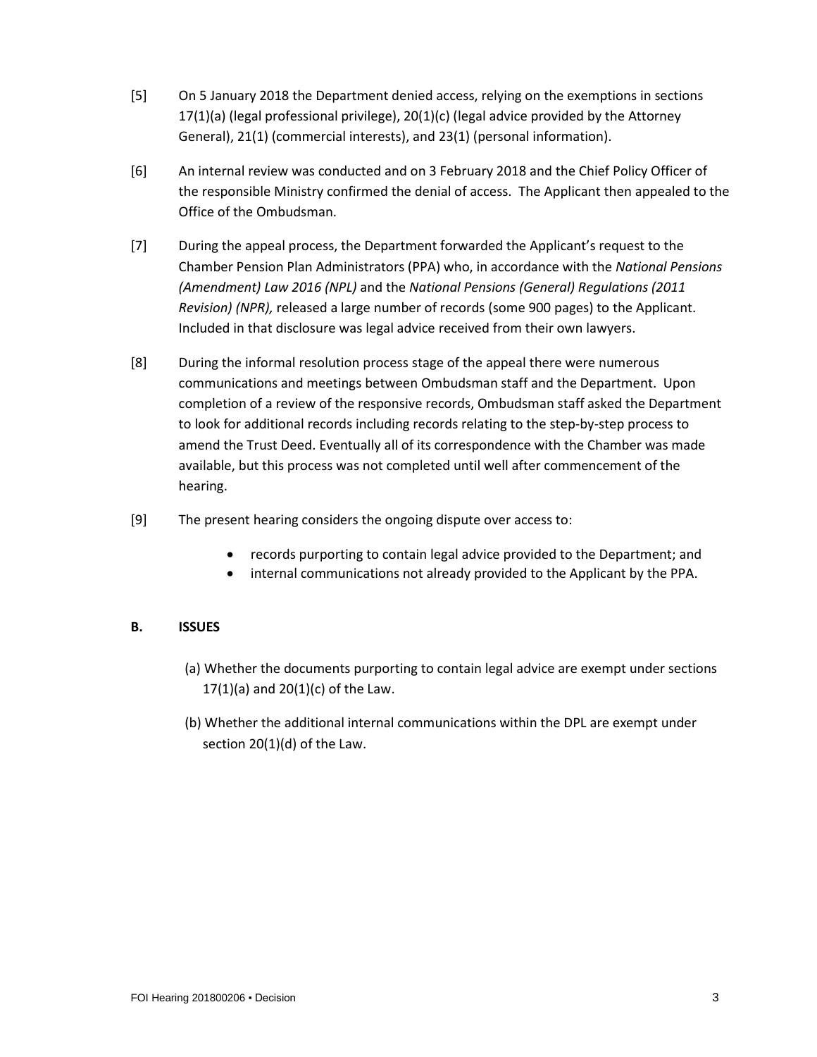[5] On 5 January 2018 the Department denied access, relying on the exemptions in sections 17(1)(a) (legal professional privilege), 20(1)(c) (legal advice provided by the Attorney General), 21(1) (commercial interests), and 23(1) (personal information).

[6] An internal review was conducted and on 3 February 2018 and the Chief Policy Officer of the responsible Ministry confirmed the denial of access. The Applicant then appealed to the Office of the Ombudsman.

[7] During the appeal process, the Department forwarded the Applicant's request to the Chamber Pension Plan Administrators (PPA) who, in accordance with the *National Pensions (Amendment) Law 2016 (NPL)* and the *National Pensions (General) Regulations (2011 Revision) (NPR),* released a large number of records (some 900 pages) to the Applicant. Included in that disclosure was legal advice received from their own lawyers.

[8] During the informal resolution process stage of the appeal there were numerous communications and meetings between Ombudsman staff and the Department. Upon completion of a review of the responsive records, Ombudsman staff asked the Department to look for additional records including records relating to the step-by-step process to amend the Trust Deed. Eventually all of its correspondence with the Chamber was made available, but this process was not completed until well after commencement of the hearing.

[9] The present hearing considers the ongoing dispute over access to:

- records purporting to contain legal advice provided to the Department; and
- internal communications not already provided to the Applicant by the PPA.

## B. ISSUES

(a) Whether the documents purporting to contain legal advice are exempt under sections 17(1)(a) and 20(1)(c) of the Law.

(b) Whether the additional internal communications within the DPL are exempt under section 20(1)(d) of the Law.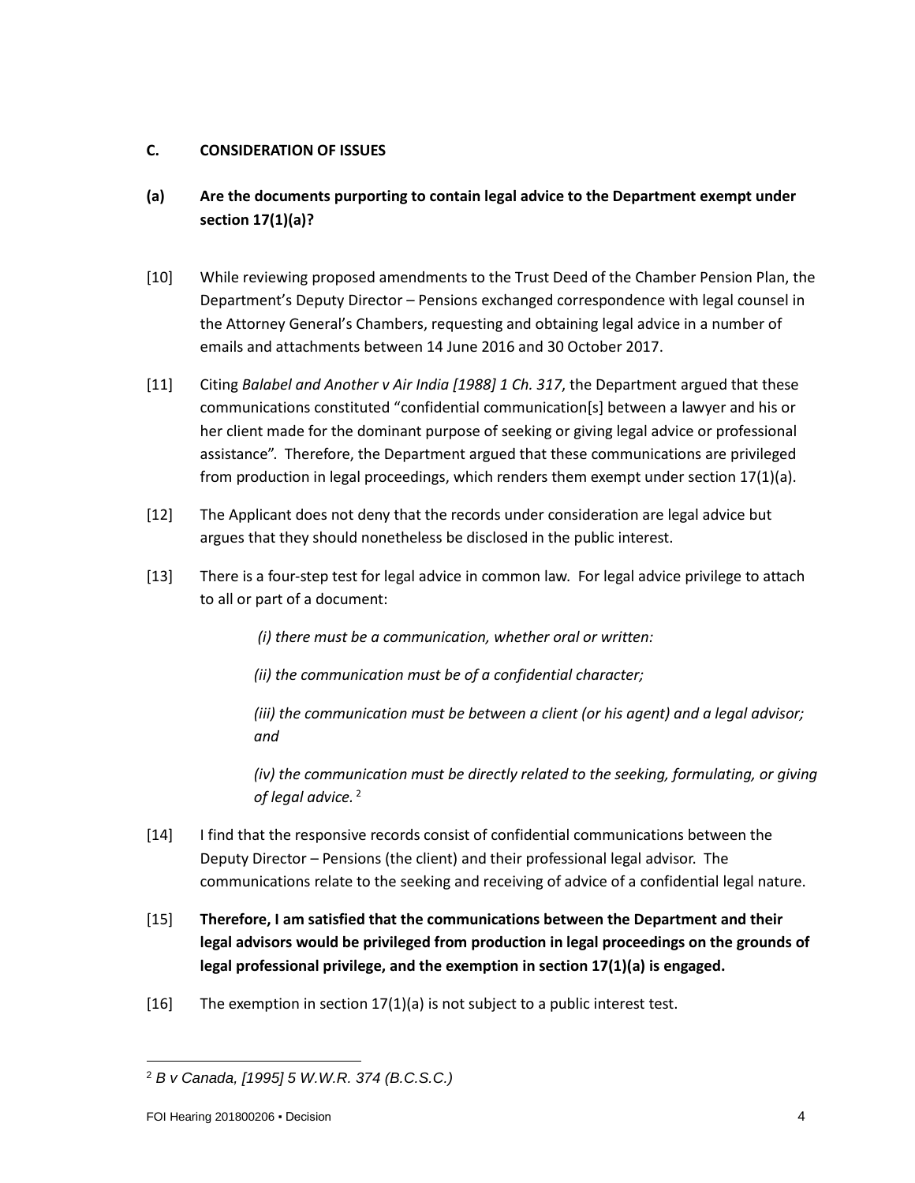## C. CONSIDERATION OF ISSUES

### (a) Are the documents purporting to contain legal advice to the Department exempt under section 17(1)(a)?

[10] While reviewing proposed amendments to the Trust Deed of the Chamber Pension Plan, the Department's Deputy Director – Pensions exchanged correspondence with legal counsel in the Attorney General's Chambers, requesting and obtaining legal advice in a number of emails and attachments between 14 June 2016 and 30 October 2017.

[11] Citing *Balabel and Another v Air India [1988] 1 Ch. 317*, the Department argued that these communications constituted "confidential communication[s] between a lawyer and his or her client made for the dominant purpose of seeking or giving legal advice or professional assistance". Therefore, the Department argued that these communications are privileged from production in legal proceedings, which renders them exempt under section 17(1)(a).

[12] The Applicant does not deny that the records under consideration are legal advice but argues that they should nonetheless be disclosed in the public interest.

[13] There is a four-step test for legal advice in common law. For legal advice privilege to attach to all or part of a document:

> *(i) there must be a communication, whether oral or written:*
>
> *(ii) the communication must be of a confidential character;*
>
> *(iii) the communication must be between a client (or his agent) and a legal advisor; and*
>
> *(iv) the communication must be directly related to the seeking, formulating, or giving of legal advice.* [2]

[14] I find that the responsive records consist of confidential communications between the Deputy Director – Pensions (the client) and their professional legal advisor. The communications relate to the seeking and receiving of advice of a confidential legal nature.

[15] **Therefore, I am satisfied that the communications between the Department and their legal advisors would be privileged from production in legal proceedings on the grounds of legal professional privilege, and the exemption in section 17(1)(a) is engaged.**

[16] The exemption in section 17(1)(a) is not subject to a public interest test.

---

[2] *B v Canada, [1995] 5 W.W.R. 374 (B.C.S.C.)*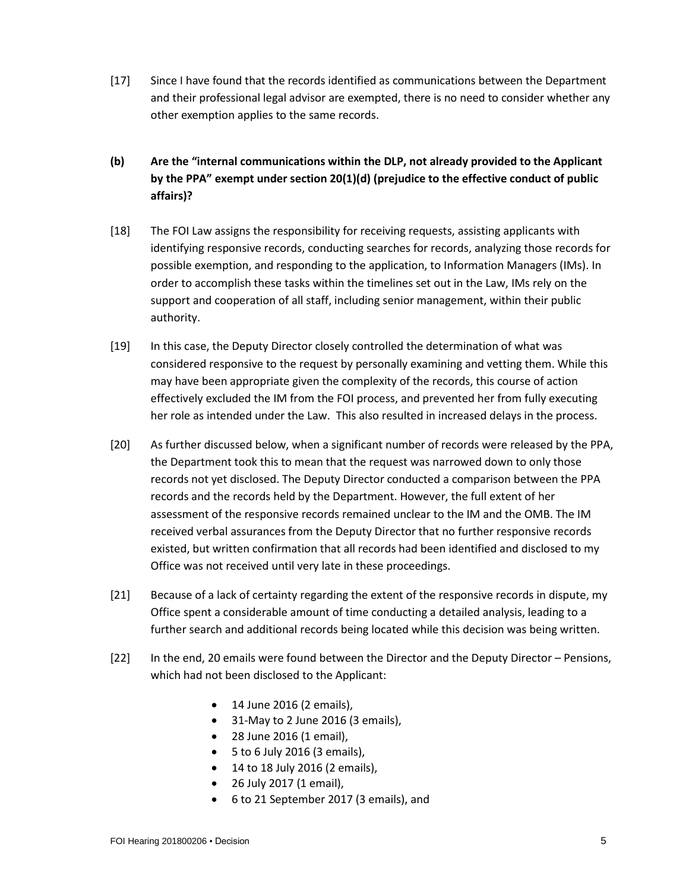[17] Since I have found that the records identified as communications between the Department and their professional legal advisor are exempted, there is no need to consider whether any other exemption applies to the same records.

**(b) Are the "internal communications within the DLP, not already provided to the Applicant by the PPA" exempt under section 20(1)(d) (prejudice to the effective conduct of public affairs)?**

[18] The FOI Law assigns the responsibility for receiving requests, assisting applicants with identifying responsive records, conducting searches for records, analyzing those records for possible exemption, and responding to the application, to Information Managers (IMs). In order to accomplish these tasks within the timelines set out in the Law, IMs rely on the support and cooperation of all staff, including senior management, within their public authority.

[19] In this case, the Deputy Director closely controlled the determination of what was considered responsive to the request by personally examining and vetting them. While this may have been appropriate given the complexity of the records, this course of action effectively excluded the IM from the FOI process, and prevented her from fully executing her role as intended under the Law. This also resulted in increased delays in the process.

[20] As further discussed below, when a significant number of records were released by the PPA, the Department took this to mean that the request was narrowed down to only those records not yet disclosed. The Deputy Director conducted a comparison between the PPA records and the records held by the Department. However, the full extent of her assessment of the responsive records remained unclear to the IM and the OMB. The IM received verbal assurances from the Deputy Director that no further responsive records existed, but written confirmation that all records had been identified and disclosed to my Office was not received until very late in these proceedings.

[21] Because of a lack of certainty regarding the extent of the responsive records in dispute, my Office spent a considerable amount of time conducting a detailed analysis, leading to a further search and additional records being located while this decision was being written.

[22] In the end, 20 emails were found between the Director and the Deputy Director – Pensions, which had not been disclosed to the Applicant:

- 14 June 2016 (2 emails),
- 31-May to 2 June 2016 (3 emails),
- 28 June 2016 (1 email),
- 5 to 6 July 2016 (3 emails),
- 14 to 18 July 2016 (2 emails),
- 26 July 2017 (1 email),
- 6 to 21 September 2017 (3 emails), and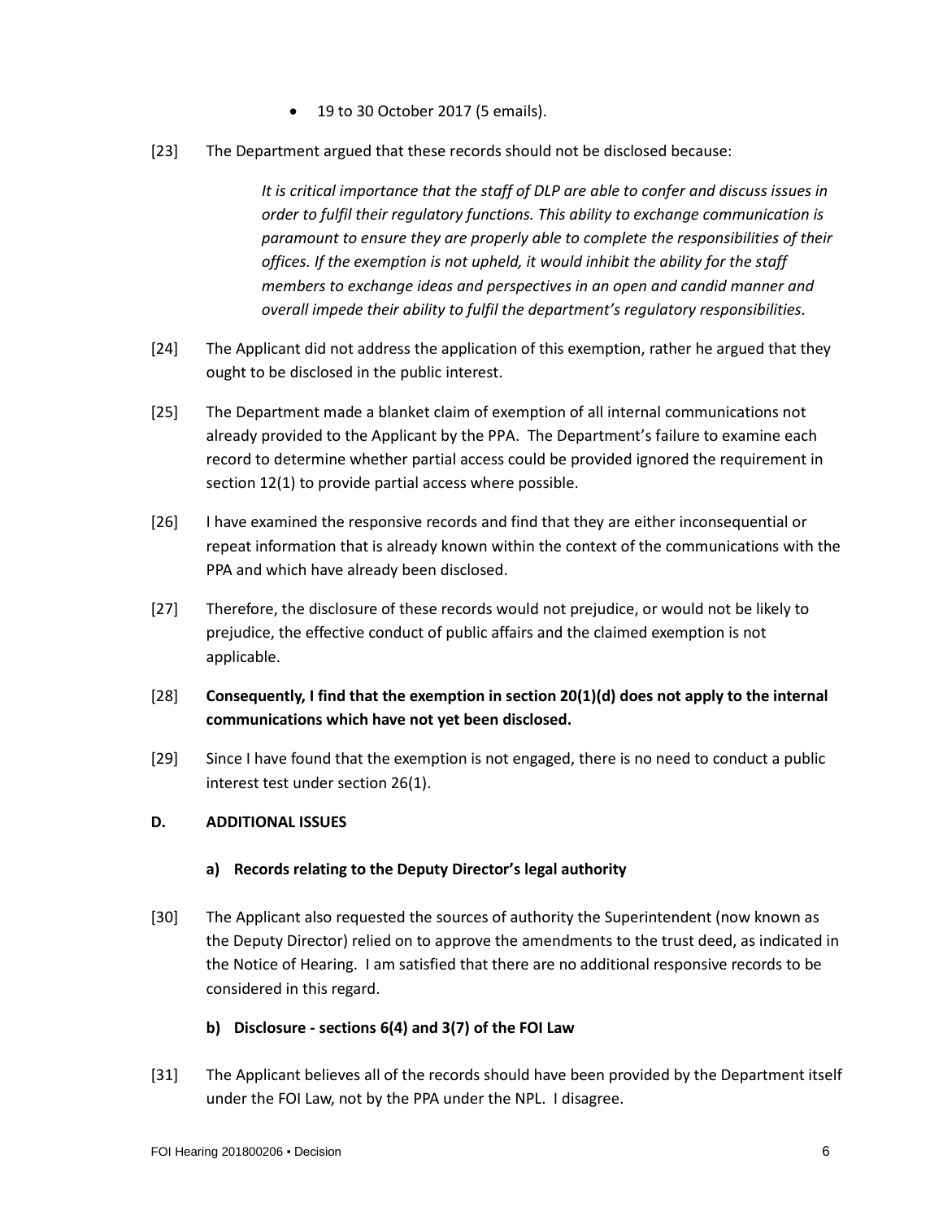- 19 to 30 October 2017 (5 emails).

[23] The Department argued that these records should not be disclosed because:

> *It is critical importance that the staff of DLP are able to confer and discuss issues in order to fulfil their regulatory functions. This ability to exchange communication is paramount to ensure they are properly able to complete the responsibilities of their offices. If the exemption is not upheld, it would inhibit the ability for the staff members to exchange ideas and perspectives in an open and candid manner and overall impede their ability to fulfil the department's regulatory responsibilities.*

[24] The Applicant did not address the application of this exemption, rather he argued that they ought to be disclosed in the public interest.

[25] The Department made a blanket claim of exemption of all internal communications not already provided to the Applicant by the PPA. The Department's failure to examine each record to determine whether partial access could be provided ignored the requirement in section 12(1) to provide partial access where possible.

[26] I have examined the responsive records and find that they are either inconsequential or repeat information that is already known within the context of the communications with the PPA and which have already been disclosed.

[27] Therefore, the disclosure of these records would not prejudice, or would not be likely to prejudice, the effective conduct of public affairs and the claimed exemption is not applicable.

[28] **Consequently, I find that the exemption in section 20(1)(d) does not apply to the internal communications which have not yet been disclosed.**

[29] Since I have found that the exemption is not engaged, there is no need to conduct a public interest test under section 26(1).

## D. ADDITIONAL ISSUES

### a) Records relating to the Deputy Director's legal authority

[30] The Applicant also requested the sources of authority the Superintendent (now known as the Deputy Director) relied on to approve the amendments to the trust deed, as indicated in the Notice of Hearing. I am satisfied that there are no additional responsive records to be considered in this regard.

### b) Disclosure - sections 6(4) and 3(7) of the FOI Law

[31] The Applicant believes all of the records should have been provided by the Department itself under the FOI Law, not by the PPA under the NPL. I disagree.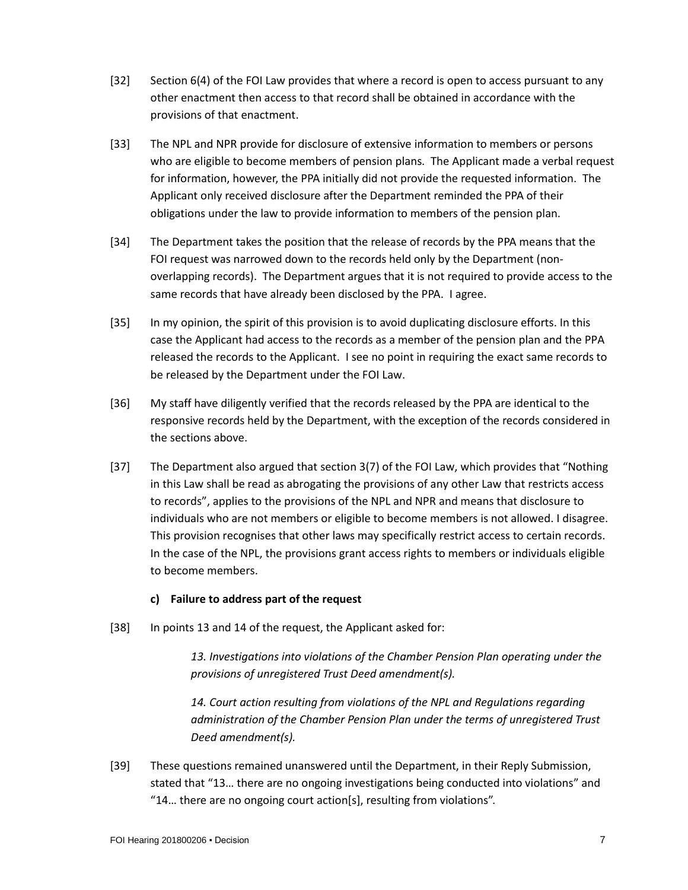[32] Section 6(4) of the FOI Law provides that where a record is open to access pursuant to any other enactment then access to that record shall be obtained in accordance with the provisions of that enactment.

[33] The NPL and NPR provide for disclosure of extensive information to members or persons who are eligible to become members of pension plans. The Applicant made a verbal request for information, however, the PPA initially did not provide the requested information. The Applicant only received disclosure after the Department reminded the PPA of their obligations under the law to provide information to members of the pension plan.

[34] The Department takes the position that the release of records by the PPA means that the FOI request was narrowed down to the records held only by the Department (non-overlapping records). The Department argues that it is not required to provide access to the same records that have already been disclosed by the PPA. I agree.

[35] In my opinion, the spirit of this provision is to avoid duplicating disclosure efforts. In this case the Applicant had access to the records as a member of the pension plan and the PPA released the records to the Applicant. I see no point in requiring the exact same records to be released by the Department under the FOI Law.

[36] My staff have diligently verified that the records released by the PPA are identical to the responsive records held by the Department, with the exception of the records considered in the sections above.

[37] The Department also argued that section 3(7) of the FOI Law, which provides that "Nothing in this Law shall be read as abrogating the provisions of any other Law that restricts access to records", applies to the provisions of the NPL and NPR and means that disclosure to individuals who are not members or eligible to become members is not allowed. I disagree. This provision recognises that other laws may specifically restrict access to certain records. In the case of the NPL, the provisions grant access rights to members or individuals eligible to become members.

**c) Failure to address part of the request**

[38] In points 13 and 14 of the request, the Applicant asked for:

> *13. Investigations into violations of the Chamber Pension Plan operating under the provisions of unregistered Trust Deed amendment(s).*
>
> *14. Court action resulting from violations of the NPL and Regulations regarding administration of the Chamber Pension Plan under the terms of unregistered Trust Deed amendment(s).*

[39] These questions remained unanswered until the Department, in their Reply Submission, stated that "13… there are no ongoing investigations being conducted into violations" and "14… there are no ongoing court action[s], resulting from violations".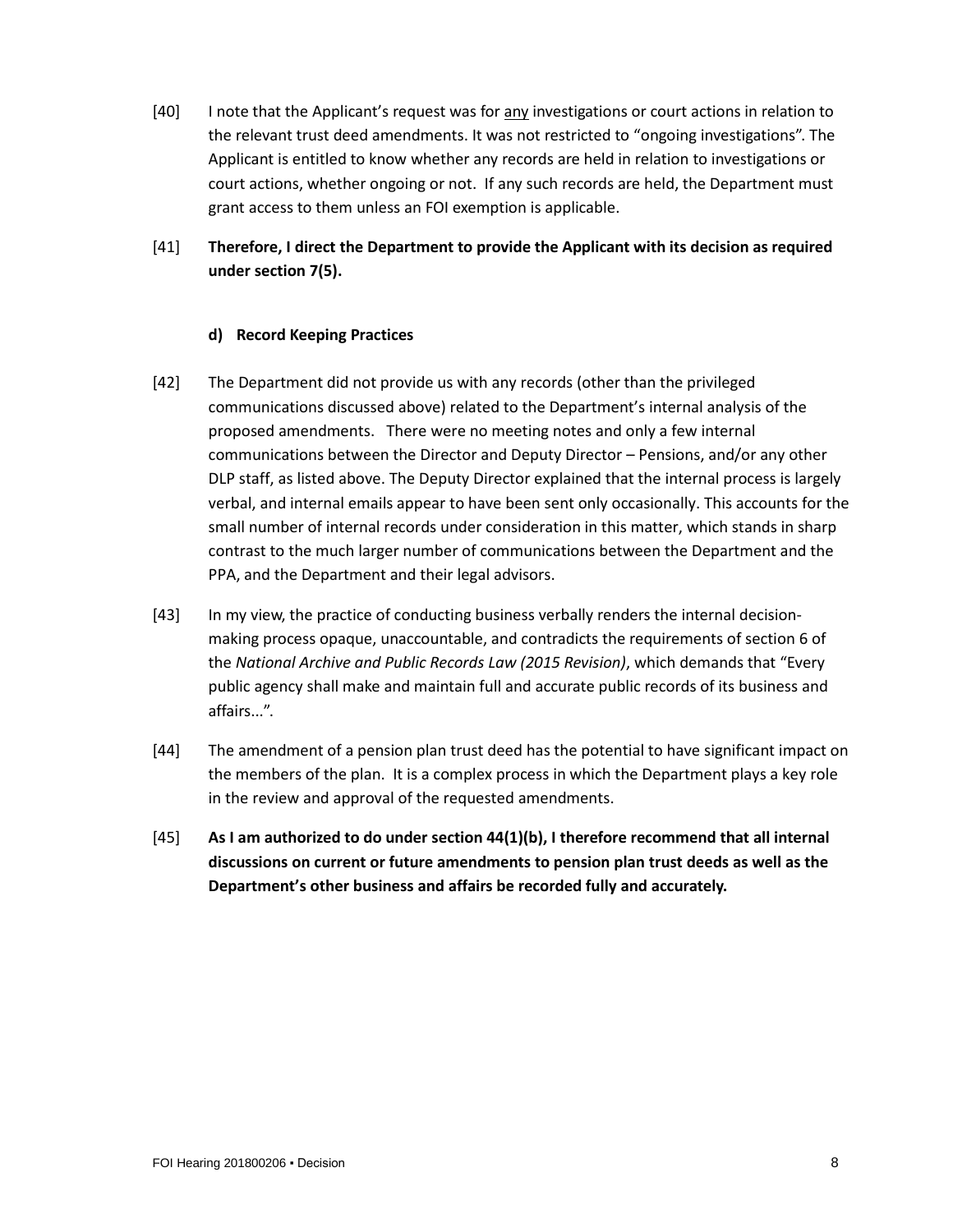[40] I note that the Applicant's request was for <u>any</u> investigations or court actions in relation to the relevant trust deed amendments. It was not restricted to "ongoing investigations". The Applicant is entitled to know whether any records are held in relation to investigations or court actions, whether ongoing or not. If any such records are held, the Department must grant access to them unless an FOI exemption is applicable.

[41] **Therefore, I direct the Department to provide the Applicant with its decision as required under section 7(5).**

#### d) Record Keeping Practices

[42] The Department did not provide us with any records (other than the privileged communications discussed above) related to the Department's internal analysis of the proposed amendments. There were no meeting notes and only a few internal communications between the Director and Deputy Director – Pensions, and/or any other DLP staff, as listed above. The Deputy Director explained that the internal process is largely verbal, and internal emails appear to have been sent only occasionally. This accounts for the small number of internal records under consideration in this matter, which stands in sharp contrast to the much larger number of communications between the Department and the PPA, and the Department and their legal advisors.

[43] In my view, the practice of conducting business verbally renders the internal decision-making process opaque, unaccountable, and contradicts the requirements of section 6 of the *National Archive and Public Records Law (2015 Revision)*, which demands that "Every public agency shall make and maintain full and accurate public records of its business and affairs...".

[44] The amendment of a pension plan trust deed has the potential to have significant impact on the members of the plan. It is a complex process in which the Department plays a key role in the review and approval of the requested amendments.

[45] **As I am authorized to do under section 44(1)(b), I therefore recommend that all internal discussions on current or future amendments to pension plan trust deeds as well as the Department's other business and affairs be recorded fully and accurately.**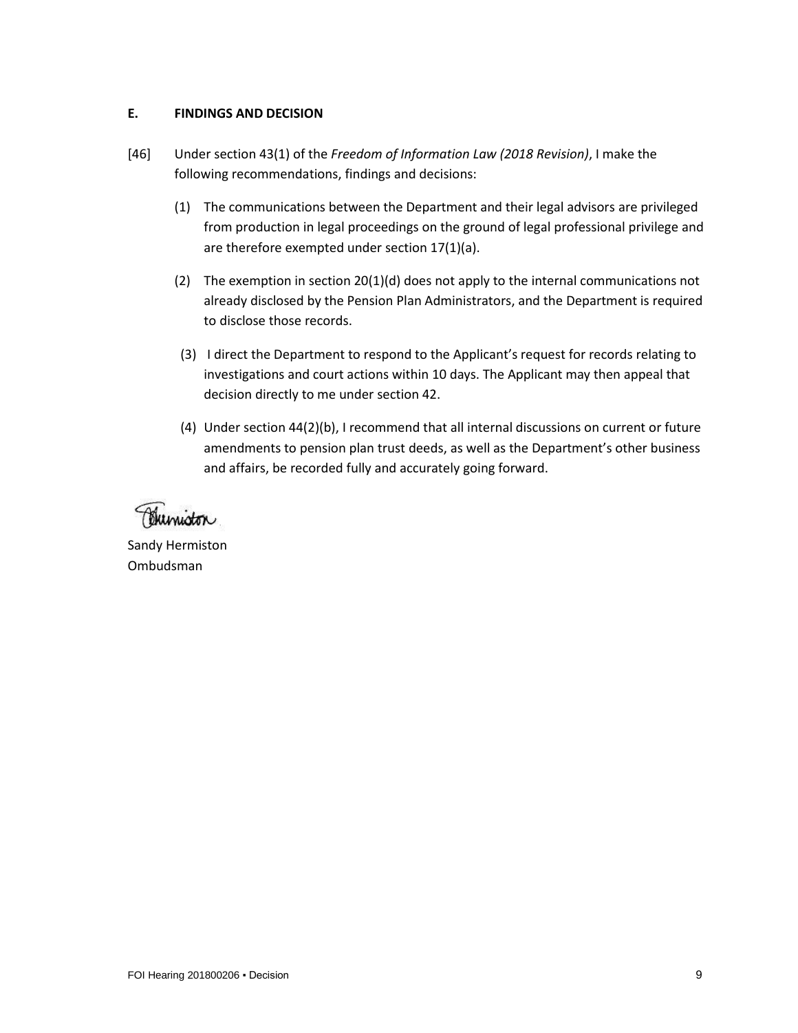## E. FINDINGS AND DECISION

[46] Under section 43(1) of the *Freedom of Information Law (2018 Revision)*, I make the following recommendations, findings and decisions:

(1) The communications between the Department and their legal advisors are privileged from production in legal proceedings on the ground of legal professional privilege and are therefore exempted under section 17(1)(a).

(2) The exemption in section 20(1)(d) does not apply to the internal communications not already disclosed by the Pension Plan Administrators, and the Department is required to disclose those records.

(3) I direct the Department to respond to the Applicant's request for records relating to investigations and court actions within 10 days. The Applicant may then appeal that decision directly to me under section 42.

(4) Under section 44(2)(b), I recommend that all internal discussions on current or future amendments to pension plan trust deeds, as well as the Department's other business and affairs, be recorded fully and accurately going forward.

Sandy Hermiston
Ombudsman